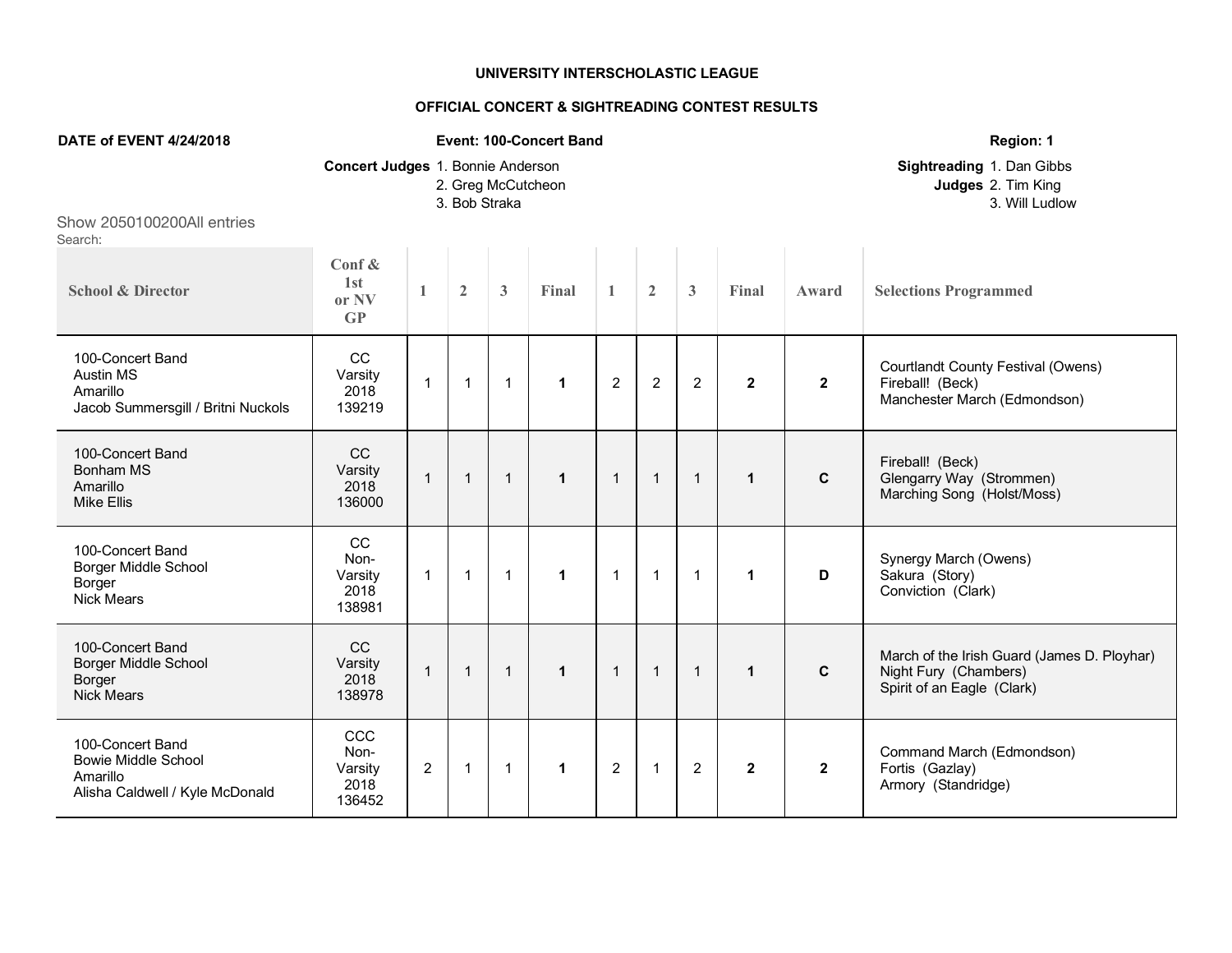**UNIVERSITY INTERSCHOLASTIC LEAGUE**

**OFFICIAL CONCERT & SIGHTREADING CONTEST RESULTS**

**DATE of EVENT 4/24/2018** | **Event: 100-Concert Band** | **Region: 1**

**Concert Judges** 1. Bonnie Anderson
2. Greg McCutcheon
3. Bob Straka

**Sightreading Judges** 1. Dan Gibbs
2. Tim King
3. Will Ludlow

Show 2050100200All entries
Search:

| School & Director | Conf & 1st or NV GP | 1 | 2 | 3 | Final | 1 | 2 | 3 | Final | Award | Selections Programmed |
|---|---|---|---|---|---|---|---|---|---|---|---|
| 100-Concert Band<br>Austin MS<br>Amarillo<br>Jacob Summersgill / Britni Nuckols | CC<br>Varsity<br>2018<br>139219 | 1 | 1 | 1 | **1** | 2 | 2 | 2 | **2** | **2** | Courtlandt County Festival (Owens)<br>Fireball! (Beck)<br>Manchester March (Edmondson) |
| 100-Concert Band<br>Bonham MS<br>Amarillo<br>Mike Ellis | CC<br>Varsity<br>2018<br>136000 | 1 | 1 | 1 | **1** | 1 | 1 | 1 | **1** | **C** | Fireball! (Beck)<br>Glengarry Way (Strommen)<br>Marching Song (Holst/Moss) |
| 100-Concert Band<br>Borger Middle School<br>Borger<br>Nick Mears | CC<br>Non-Varsity<br>2018<br>138981 | 1 | 1 | 1 | **1** | 1 | 1 | 1 | **1** | **D** | Synergy March (Owens)<br>Sakura (Story)<br>Conviction (Clark) |
| 100-Concert Band<br>Borger Middle School<br>Borger<br>Nick Mears | CC<br>Varsity<br>2018<br>138978 | 1 | 1 | 1 | **1** | 1 | 1 | 1 | **1** | **C** | March of the Irish Guard (James D. Ployhar)<br>Night Fury (Chambers)<br>Spirit of an Eagle (Clark) |
| 100-Concert Band<br>Bowie Middle School<br>Amarillo<br>Alisha Caldwell / Kyle McDonald | CCC<br>Non-Varsity<br>2018<br>136452 | 2 | 1 | 1 | **1** | 2 | 1 | 2 | **2** | **2** | Command March (Edmondson)<br>Fortis (Gazlay)<br>Armory (Standridge) |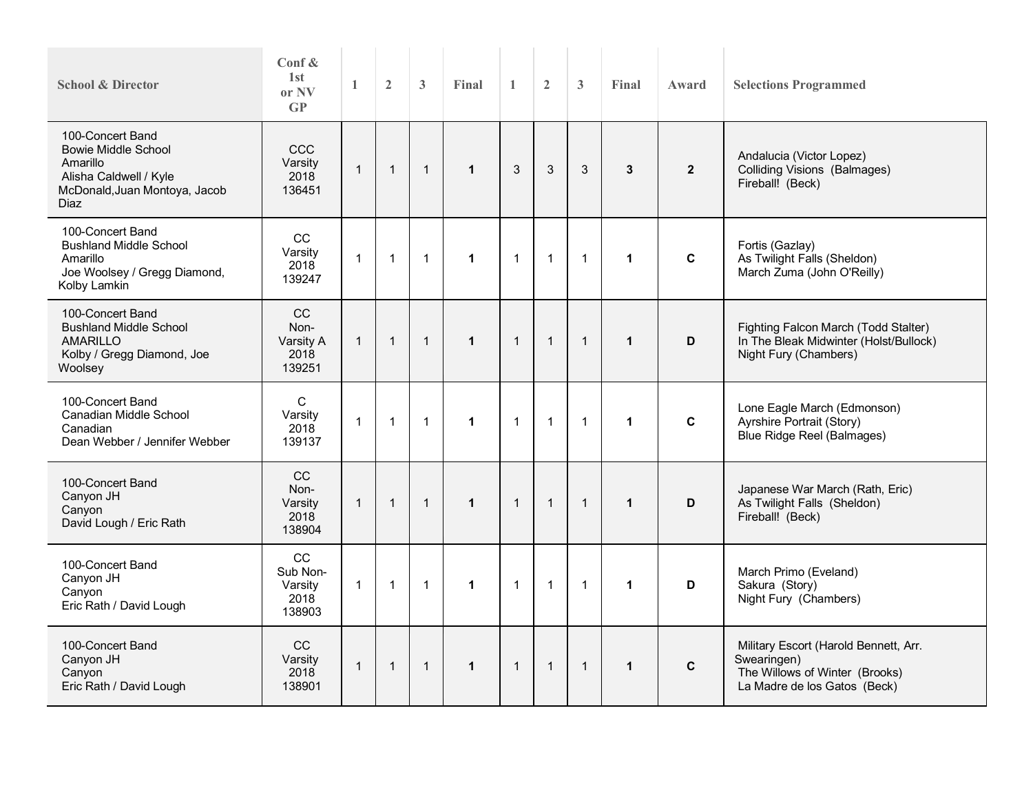| School & Director | Conf & 1st or NV GP | 1 | 2 | 3 | Final | 1 | 2 | 3 | Final | Award | Selections Programmed |
|---|---|---|---|---|---|---|---|---|---|---|---|
| 100-Concert Band<br>Bowie Middle School<br>Amarillo<br>Alisha Caldwell / Kyle McDonald,Juan Montoya, Jacob Diaz | CCC<br>Varsity<br>2018<br>136451 | 1 | 1 | 1 | **1** | 3 | 3 | 3 | **3** | **2** | Andalucia (Victor Lopez)<br>Colliding Visions (Balmages)<br>Fireball! (Beck) |
| 100-Concert Band<br>Bushland Middle School<br>Amarillo<br>Joe Woolsey / Gregg Diamond, Kolby Lamkin | CC<br>Varsity<br>2018<br>139247 | 1 | 1 | 1 | **1** | 1 | 1 | 1 | **1** | **C** | Fortis (Gazlay)<br>As Twilight Falls (Sheldon)<br>March Zuma (John O'Reilly) |
| 100-Concert Band<br>Bushland Middle School<br>AMARILLO<br>Kolby / Gregg Diamond, Joe Woolsey | CC<br>Non-Varsity A<br>2018<br>139251 | 1 | 1 | 1 | **1** | 1 | 1 | 1 | **1** | **D** | Fighting Falcon March (Todd Stalter)<br>In The Bleak Midwinter (Holst/Bullock)<br>Night Fury (Chambers) |
| 100-Concert Band<br>Canadian Middle School<br>Canadian<br>Dean Webber / Jennifer Webber | C<br>Varsity<br>2018<br>139137 | 1 | 1 | 1 | **1** | 1 | 1 | 1 | **1** | **C** | Lone Eagle March (Edmonson)<br>Ayrshire Portrait (Story)<br>Blue Ridge Reel (Balmages) |
| 100-Concert Band<br>Canyon JH<br>Canyon<br>David Lough / Eric Rath | CC<br>Non-Varsity<br>2018<br>138904 | 1 | 1 | 1 | **1** | 1 | 1 | 1 | **1** | **D** | Japanese War March (Rath, Eric)<br>As Twilight Falls (Sheldon)<br>Fireball! (Beck) |
| 100-Concert Band<br>Canyon JH<br>Canyon<br>Eric Rath / David Lough | CC<br>Sub Non-Varsity<br>2018<br>138903 | 1 | 1 | 1 | **1** | 1 | 1 | 1 | **1** | **D** | March Primo (Eveland)<br>Sakura (Story)<br>Night Fury (Chambers) |
| 100-Concert Band<br>Canyon JH<br>Canyon<br>Eric Rath / David Lough | CC<br>Varsity<br>2018<br>138901 | 1 | 1 | 1 | **1** | 1 | 1 | 1 | **1** | **C** | Military Escort (Harold Bennett, Arr. Swearingen)<br>The Willows of Winter (Brooks)<br>La Madre de los Gatos (Beck) |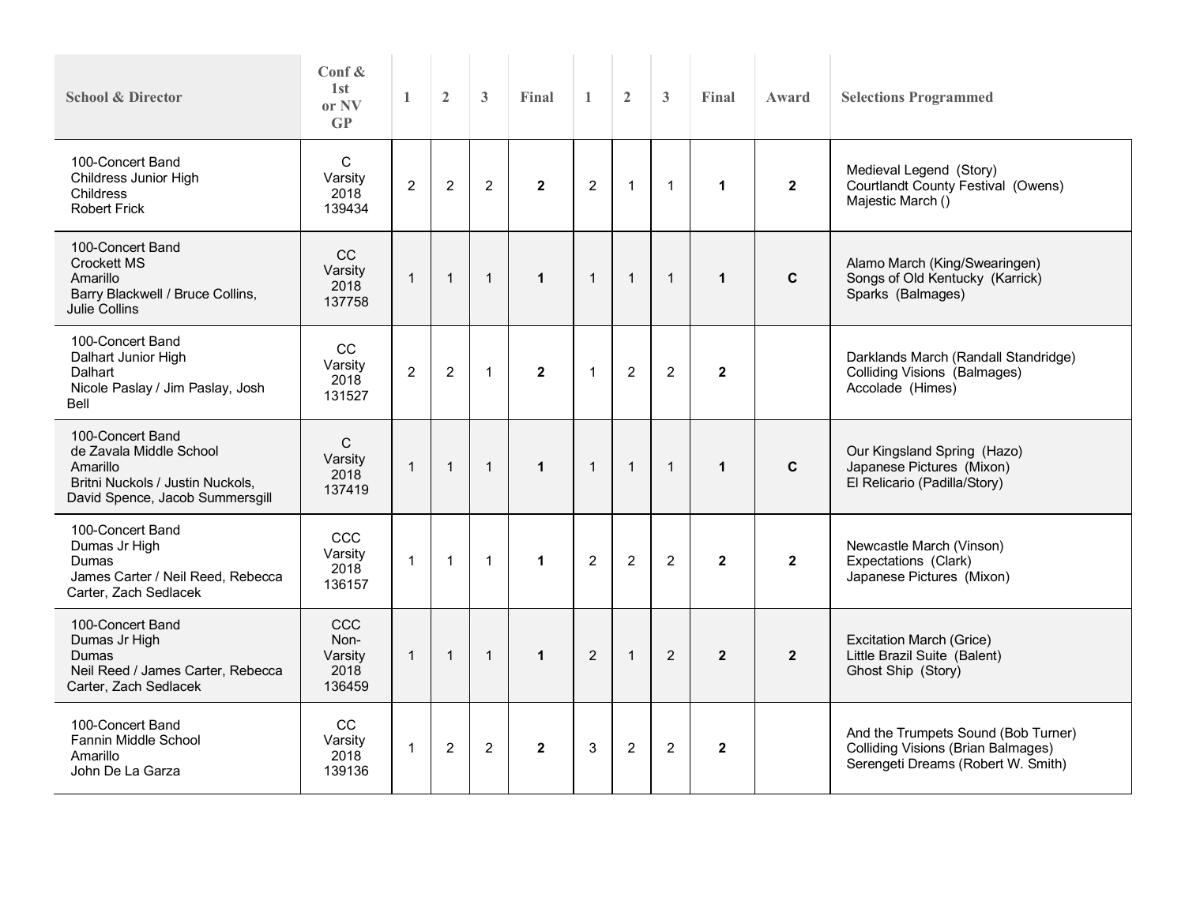| School & Director | Conf & 1st or NV GP | 1 | 2 | 3 | Final | 1 | 2 | 3 | Final | Award | Selections Programmed |
|---|---|---|---|---|---|---|---|---|---|---|---|
| 100-Concert Band<br>Childress Junior High<br>Childress<br>Robert Frick | C<br>Varsity<br>2018<br>139434 | 2 | 2 | 2 | **2** | 2 | 1 | 1 | **1** | **2** | Medieval Legend (Story)<br>Courtlandt County Festival (Owens)<br>Majestic March () |
| 100-Concert Band<br>Crockett MS<br>Amarillo<br>Barry Blackwell / Bruce Collins, Julie Collins | CC<br>Varsity<br>2018<br>137758 | 1 | 1 | 1 | **1** | 1 | 1 | 1 | **1** | **C** | Alamo March (King/Swearingen)<br>Songs of Old Kentucky (Karrick)<br>Sparks (Balmages) |
| 100-Concert Band<br>Dalhart Junior High<br>Dalhart<br>Nicole Paslay / Jim Paslay, Josh Bell | CC<br>Varsity<br>2018<br>131527 | 2 | 2 | 1 | **2** | 1 | 2 | 2 | **2** | | Darklands March (Randall Standridge)<br>Colliding Visions (Balmages)<br>Accolade (Himes) |
| 100-Concert Band<br>de Zavala Middle School<br>Amarillo<br>Britni Nuckols / Justin Nuckols, David Spence, Jacob Summersgill | C<br>Varsity<br>2018<br>137419 | 1 | 1 | 1 | **1** | 1 | 1 | 1 | **1** | **C** | Our Kingsland Spring (Hazo)<br>Japanese Pictures (Mixon)<br>El Relicario (Padilla/Story) |
| 100-Concert Band<br>Dumas Jr High<br>Dumas<br>James Carter / Neil Reed, Rebecca Carter, Zach Sedlacek | CCC<br>Varsity<br>2018<br>136157 | 1 | 1 | 1 | **1** | 2 | 2 | 2 | **2** | **2** | Newcastle March (Vinson)<br>Expectations (Clark)<br>Japanese Pictures (Mixon) |
| 100-Concert Band<br>Dumas Jr High<br>Dumas<br>Neil Reed / James Carter, Rebecca Carter, Zach Sedlacek | CCC<br>Non-Varsity<br>2018<br>136459 | 1 | 1 | 1 | **1** | 2 | 1 | 2 | **2** | **2** | Excitation March (Grice)<br>Little Brazil Suite (Balent)<br>Ghost Ship (Story) |
| 100-Concert Band<br>Fannin Middle School<br>Amarillo<br>John De La Garza | CC<br>Varsity<br>2018<br>139136 | 1 | 2 | 2 | **2** | 3 | 2 | 2 | **2** | | And the Trumpets Sound (Bob Turner)<br>Colliding Visions (Brian Balmages)<br>Serengeti Dreams (Robert W. Smith) |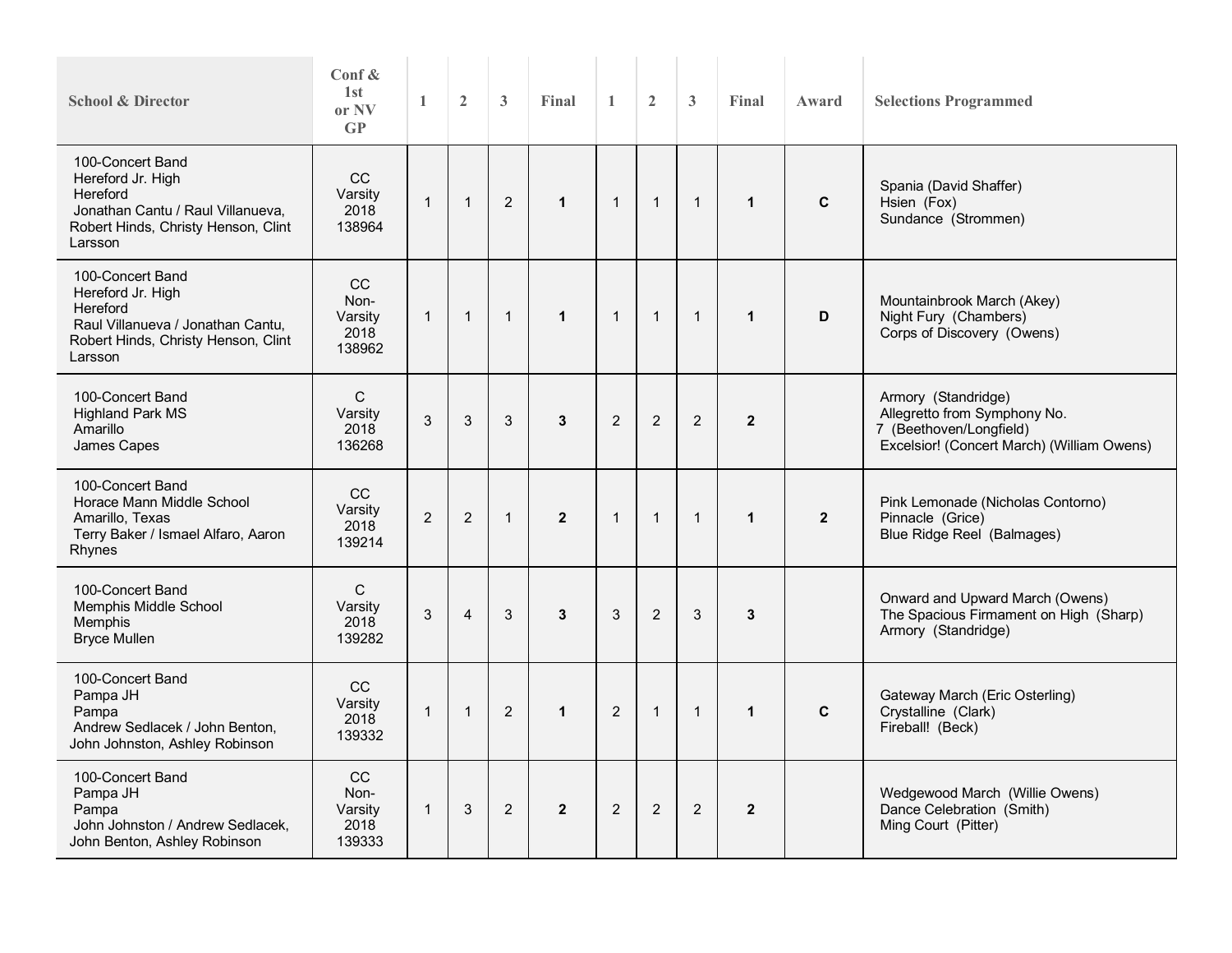| School & Director | Conf & 1st or NV GP | 1 | 2 | 3 | Final | 1 | 2 | 3 | Final | Award | Selections Programmed |
|---|---|---|---|---|---|---|---|---|---|---|---|
| 100-Concert Band<br>Hereford Jr. High<br>Hereford<br>Jonathan Cantu / Raul Villanueva, Robert Hinds, Christy Henson, Clint Larsson | CC<br>Varsity<br>2018<br>138964 | 1 | 1 | 2 | **1** | 1 | 1 | 1 | **1** | **C** | Spania (David Shaffer)<br>Hsien (Fox)<br>Sundance (Strommen) |
| 100-Concert Band<br>Hereford Jr. High<br>Hereford<br>Raul Villanueva / Jonathan Cantu, Robert Hinds, Christy Henson, Clint Larsson | CC<br>Non-Varsity<br>2018<br>138962 | 1 | 1 | 1 | **1** | 1 | 1 | 1 | **1** | **D** | Mountainbrook March (Akey)<br>Night Fury (Chambers)<br>Corps of Discovery (Owens) |
| 100-Concert Band<br>Highland Park MS<br>Amarillo<br>James Capes | C<br>Varsity<br>2018<br>136268 | 3 | 3 | 3 | **3** | 2 | 2 | 2 | **2** | | Armory (Standridge)<br>Allegretto from Symphony No. 7 (Beethoven/Longfield)<br>Excelsior! (Concert March) (William Owens) |
| 100-Concert Band<br>Horace Mann Middle School<br>Amarillo, Texas<br>Terry Baker / Ismael Alfaro, Aaron Rhynes | CC<br>Varsity<br>2018<br>139214 | 2 | 2 | 1 | **2** | 1 | 1 | 1 | **1** | **2** | Pink Lemonade (Nicholas Contorno)<br>Pinnacle (Grice)<br>Blue Ridge Reel (Balmages) |
| 100-Concert Band<br>Memphis Middle School<br>Memphis<br>Bryce Mullen | C<br>Varsity<br>2018<br>139282 | 3 | 4 | 3 | **3** | 3 | 2 | 3 | **3** | | Onward and Upward March (Owens)<br>The Spacious Firmament on High (Sharp)<br>Armory (Standridge) |
| 100-Concert Band<br>Pampa JH<br>Pampa<br>Andrew Sedlacek / John Benton, John Johnston, Ashley Robinson | CC<br>Varsity<br>2018<br>139332 | 1 | 1 | 2 | **1** | 2 | 1 | 1 | **1** | **C** | Gateway March (Eric Osterling)<br>Crystalline (Clark)<br>Fireball! (Beck) |
| 100-Concert Band<br>Pampa JH<br>Pampa<br>John Johnston / Andrew Sedlacek, John Benton, Ashley Robinson | CC<br>Non-Varsity<br>2018<br>139333 | 1 | 3 | 2 | **2** | 2 | 2 | 2 | **2** | | Wedgewood March (Willie Owens)<br>Dance Celebration (Smith)<br>Ming Court (Pitter) |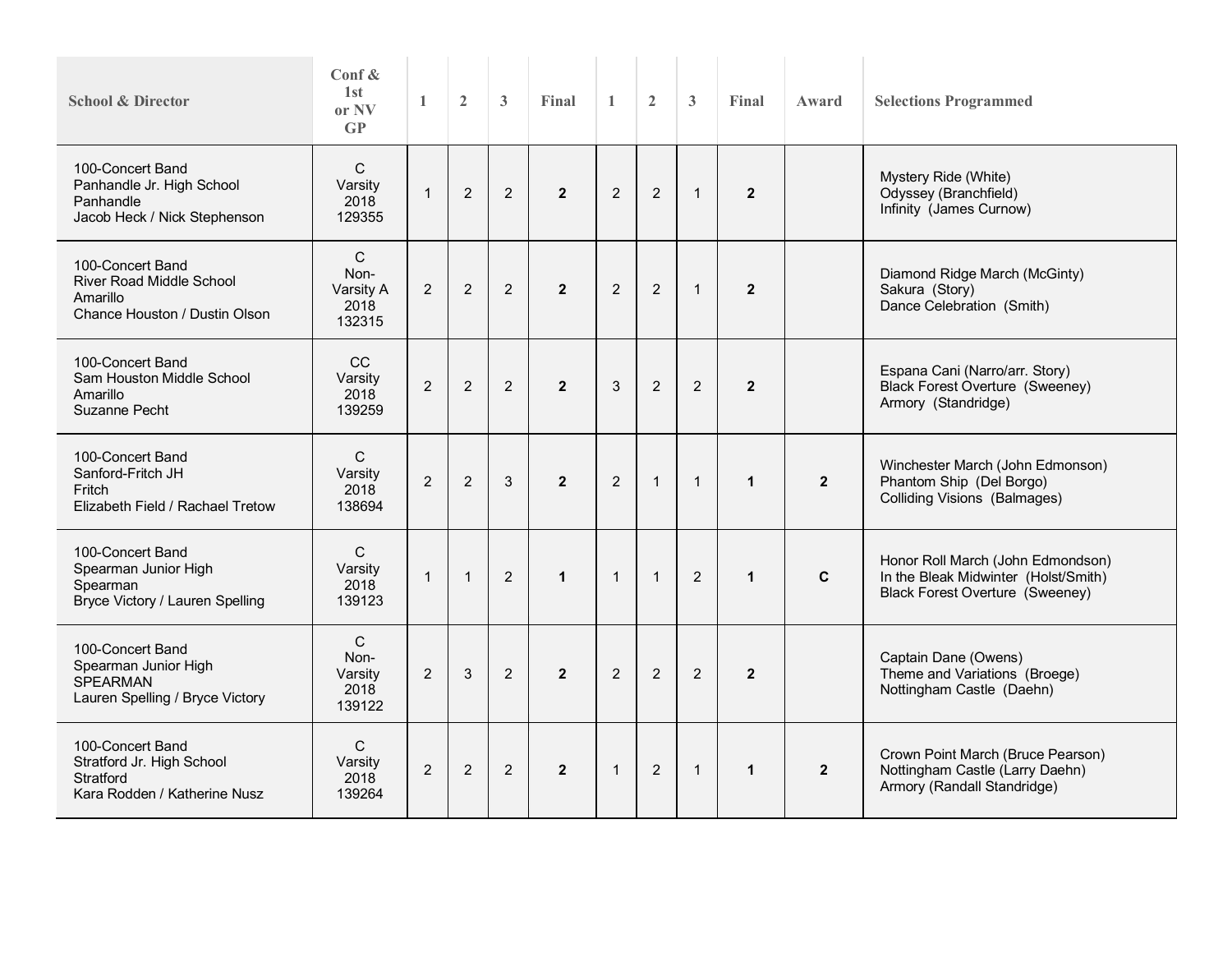| School & Director | Conf & 1st or NV GP | 1 | 2 | 3 | Final | 1 | 2 | 3 | Final | Award | Selections Programmed |
|---|---|---|---|---|---|---|---|---|---|---|---|
| 100-Concert Band<br>Panhandle Jr. High School<br>Panhandle<br>Jacob Heck / Nick Stephenson | C<br>Varsity<br>2018<br>129355 | 1 | 2 | 2 | **2** | 2 | 2 | 1 | **2** | | Mystery Ride (White)<br>Odyssey (Branchfield)<br>Infinity (James Curnow) |
| 100-Concert Band<br>River Road Middle School<br>Amarillo<br>Chance Houston / Dustin Olson | C<br>Non-Varsity A<br>2018<br>132315 | 2 | 2 | 2 | **2** | 2 | 2 | 1 | **2** | | Diamond Ridge March (McGinty)<br>Sakura (Story)<br>Dance Celebration (Smith) |
| 100-Concert Band<br>Sam Houston Middle School<br>Amarillo<br>Suzanne Pecht | CC<br>Varsity<br>2018<br>139259 | 2 | 2 | 2 | **2** | 3 | 2 | 2 | **2** | | Espana Cani (Narro/arr. Story)<br>Black Forest Overture (Sweeney)<br>Armory (Standridge) |
| 100-Concert Band<br>Sanford-Fritch JH<br>Fritch<br>Elizabeth Field / Rachael Tretow | C<br>Varsity<br>2018<br>138694 | 2 | 2 | 3 | **2** | 2 | 1 | 1 | **1** | **2** | Winchester March (John Edmonson)<br>Phantom Ship (Del Borgo)<br>Colliding Visions (Balmages) |
| 100-Concert Band<br>Spearman Junior High<br>Spearman<br>Bryce Victory / Lauren Spelling | C<br>Varsity<br>2018<br>139123 | 1 | 1 | 2 | **1** | 1 | 1 | 2 | **1** | **C** | Honor Roll March (John Edmondson)<br>In the Bleak Midwinter (Holst/Smith)<br>Black Forest Overture (Sweeney) |
| 100-Concert Band<br>Spearman Junior High<br>SPEARMAN<br>Lauren Spelling / Bryce Victory | C<br>Non-Varsity<br>2018<br>139122 | 2 | 3 | 2 | **2** | 2 | 2 | 2 | **2** | | Captain Dane (Owens)<br>Theme and Variations (Broege)<br>Nottingham Castle (Daehn) |
| 100-Concert Band<br>Stratford Jr. High School<br>Stratford<br>Kara Rodden / Katherine Nusz | C<br>Varsity<br>2018<br>139264 | 2 | 2 | 2 | **2** | 1 | 2 | 1 | **1** | **2** | Crown Point March (Bruce Pearson)<br>Nottingham Castle (Larry Daehn)<br>Armory (Randall Standridge) |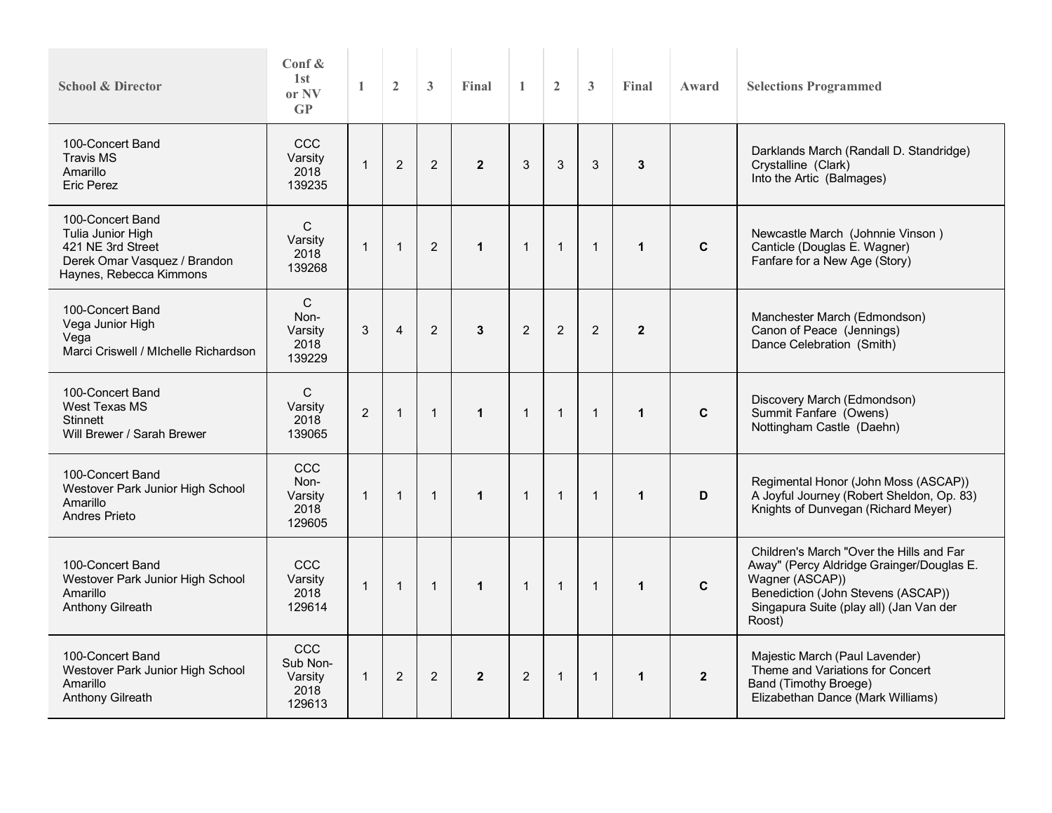| School & Director | Conf & 1st or NV GP | 1 | 2 | 3 | Final | 1 | 2 | 3 | Final | Award | Selections Programmed |
|---|---|---|---|---|---|---|---|---|---|---|---|
| 100-Concert Band<br>Travis MS<br>Amarillo<br>Eric Perez | CCC<br>Varsity<br>2018<br>139235 | 1 | 2 | 2 | **2** | 3 | 3 | 3 | **3** | | Darklands March (Randall D. Standridge)<br>Crystalline (Clark)<br>Into the Artic (Balmages) |
| 100-Concert Band<br>Tulia Junior High<br>421 NE 3rd Street<br>Derek Omar Vasquez / Brandon Haynes, Rebecca Kimmons | C<br>Varsity<br>2018<br>139268 | 1 | 1 | 2 | **1** | 1 | 1 | 1 | **1** | **C** | Newcastle March (Johnnie Vinson )<br>Canticle (Douglas E. Wagner)<br>Fanfare for a New Age (Story) |
| 100-Concert Band<br>Vega Junior High<br>Vega<br>Marci Criswell / MIchelle Richardson | C<br>Non-Varsity<br>2018<br>139229 | 3 | 4 | 2 | **3** | 2 | 2 | 2 | **2** | | Manchester March (Edmondson)<br>Canon of Peace (Jennings)<br>Dance Celebration (Smith) |
| 100-Concert Band<br>West Texas MS<br>Stinnett<br>Will Brewer / Sarah Brewer | C<br>Varsity<br>2018<br>139065 | 2 | 1 | 1 | **1** | 1 | 1 | 1 | **1** | **C** | Discovery March (Edmondson)<br>Summit Fanfare (Owens)<br>Nottingham Castle (Daehn) |
| 100-Concert Band<br>Westover Park Junior High School<br>Amarillo<br>Andres Prieto | CCC<br>Non-Varsity<br>2018<br>129605 | 1 | 1 | 1 | **1** | 1 | 1 | 1 | **1** | **D** | Regimental Honor (John Moss (ASCAP))<br>A Joyful Journey (Robert Sheldon, Op. 83)<br>Knights of Dunvegan (Richard Meyer) |
| 100-Concert Band<br>Westover Park Junior High School<br>Amarillo<br>Anthony Gilreath | CCC<br>Varsity<br>2018<br>129614 | 1 | 1 | 1 | **1** | 1 | 1 | 1 | **1** | **C** | Children's March "Over the Hills and Far Away" (Percy Aldridge Grainger/Douglas E. Wagner (ASCAP))<br>Benediction (John Stevens (ASCAP))<br>Singapura Suite (play all) (Jan Van der Roost) |
| 100-Concert Band<br>Westover Park Junior High School<br>Amarillo<br>Anthony Gilreath | CCC<br>Sub Non-Varsity<br>2018<br>129613 | 1 | 2 | 2 | **2** | 2 | 1 | 1 | **1** | **2** | Majestic March (Paul Lavender)<br>Theme and Variations for Concert Band (Timothy Broege)<br>Elizabethan Dance (Mark Williams) |